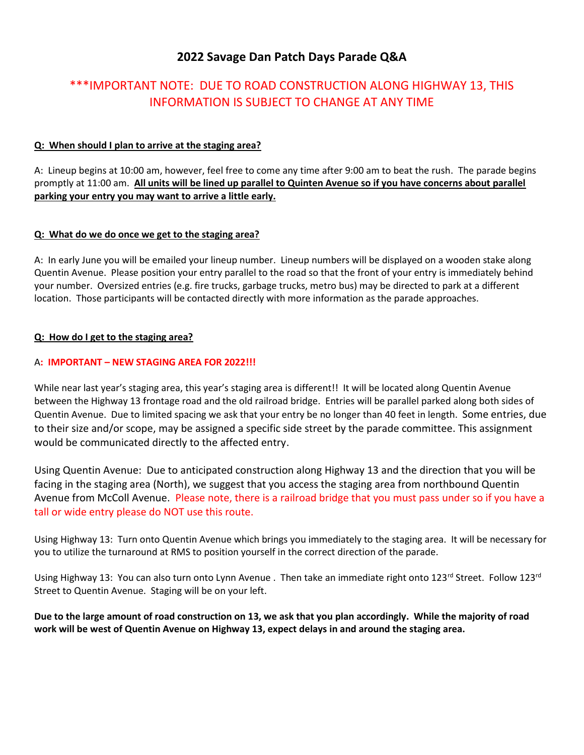# 2022 Savage Dan Patch Days Parade Q&A

## ***IMPORTANT NOTE: DUE TO ROAD CONSTRUCTION ALONG HIGHWAY 13, THIS INFORMATION IS SUBJECT TO CHANGE AT ANY TIME

**Q: When should I plan to arrive at the staging area?**

A: Lineup begins at 10:00 am, however, feel free to come any time after 9:00 am to beat the rush. The parade begins promptly at 11:00 am. **All units will be lined up parallel to Quinten Avenue so if you have concerns about parallel parking your entry you may want to arrive a little early.**

**Q: What do we do once we get to the staging area?**

A: In early June you will be emailed your lineup number. Lineup numbers will be displayed on a wooden stake along Quentin Avenue. Please position your entry parallel to the road so that the front of your entry is immediately behind your number. Oversized entries (e.g. fire trucks, garbage trucks, metro bus) may be directed to park at a different location. Those participants will be contacted directly with more information as the parade approaches.

**Q: How do I get to the staging area?**

A: **IMPORTANT – NEW STAGING AREA FOR 2022!!!**

While near last year's staging area, this year's staging area is different!! It will be located along Quentin Avenue between the Highway 13 frontage road and the old railroad bridge. Entries will be parallel parked along both sides of Quentin Avenue. Due to limited spacing we ask that your entry be no longer than 40 feet in length. Some entries, due to their size and/or scope, may be assigned a specific side street by the parade committee. This assignment would be communicated directly to the affected entry.

Using Quentin Avenue: Due to anticipated construction along Highway 13 and the direction that you will be facing in the staging area (North), we suggest that you access the staging area from northbound Quentin Avenue from McColl Avenue. Please note, there is a railroad bridge that you must pass under so if you have a tall or wide entry please do NOT use this route.

Using Highway 13: Turn onto Quentin Avenue which brings you immediately to the staging area. It will be necessary for you to utilize the turnaround at RMS to position yourself in the correct direction of the parade.

Using Highway 13: You can also turn onto Lynn Avenue . Then take an immediate right onto 123rd Street. Follow 123rd Street to Quentin Avenue. Staging will be on your left.

**Due to the large amount of road construction on 13, we ask that you plan accordingly. While the majority of road work will be west of Quentin Avenue on Highway 13, expect delays in and around the staging area.**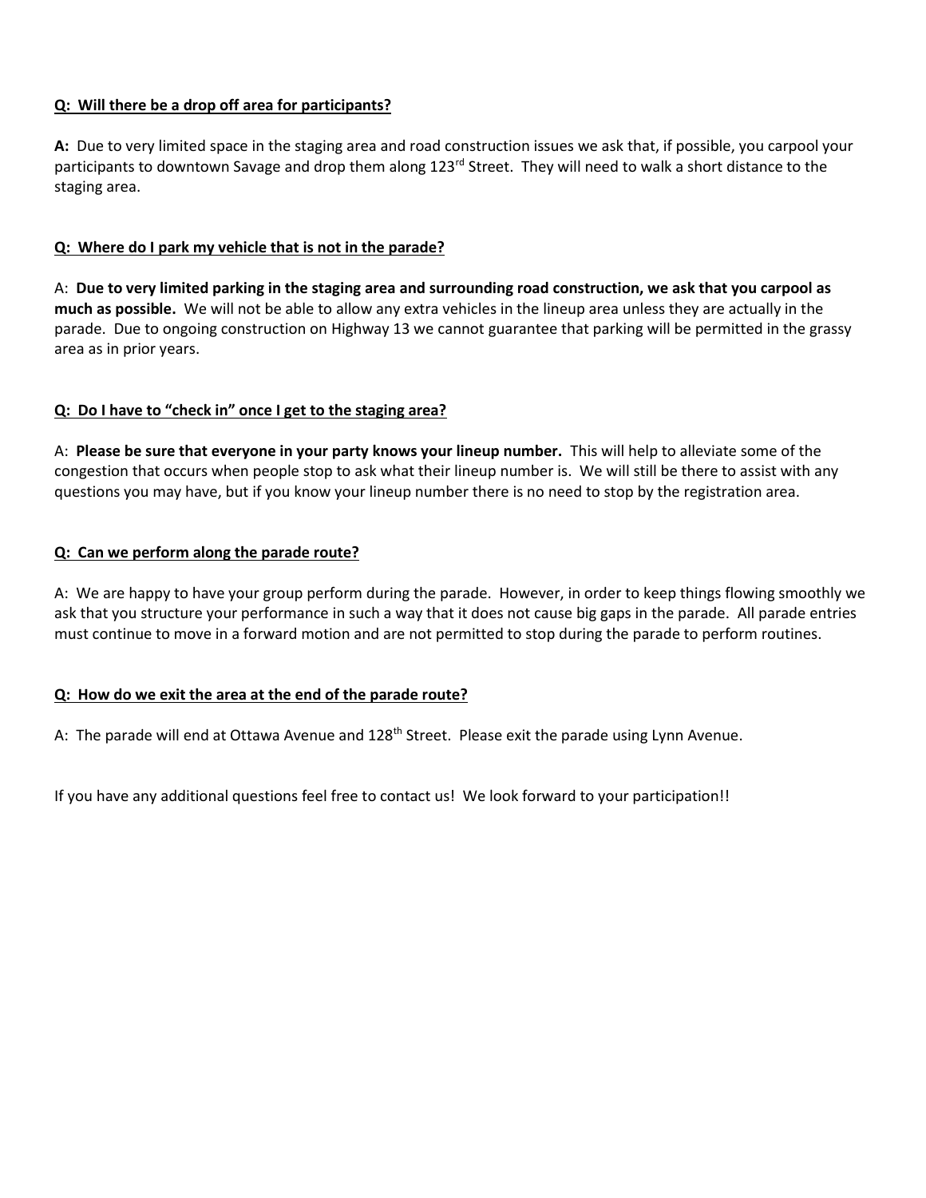**Q: Will there be a drop off area for participants?**

**A:** Due to very limited space in the staging area and road construction issues we ask that, if possible, you carpool your participants to downtown Savage and drop them along 123rd Street. They will need to walk a short distance to the staging area.

**Q: Where do I park my vehicle that is not in the parade?**

A: **Due to very limited parking in the staging area and surrounding road construction, we ask that you carpool as much as possible.** We will not be able to allow any extra vehicles in the lineup area unless they are actually in the parade. Due to ongoing construction on Highway 13 we cannot guarantee that parking will be permitted in the grassy area as in prior years.

**Q: Do I have to "check in" once I get to the staging area?**

A: **Please be sure that everyone in your party knows your lineup number.** This will help to alleviate some of the congestion that occurs when people stop to ask what their lineup number is. We will still be there to assist with any questions you may have, but if you know your lineup number there is no need to stop by the registration area.

**Q: Can we perform along the parade route?**

A: We are happy to have your group perform during the parade. However, in order to keep things flowing smoothly we ask that you structure your performance in such a way that it does not cause big gaps in the parade. All parade entries must continue to move in a forward motion and are not permitted to stop during the parade to perform routines.

**Q: How do we exit the area at the end of the parade route?**

A: The parade will end at Ottawa Avenue and 128th Street. Please exit the parade using Lynn Avenue.

If you have any additional questions feel free to contact us! We look forward to your participation!!